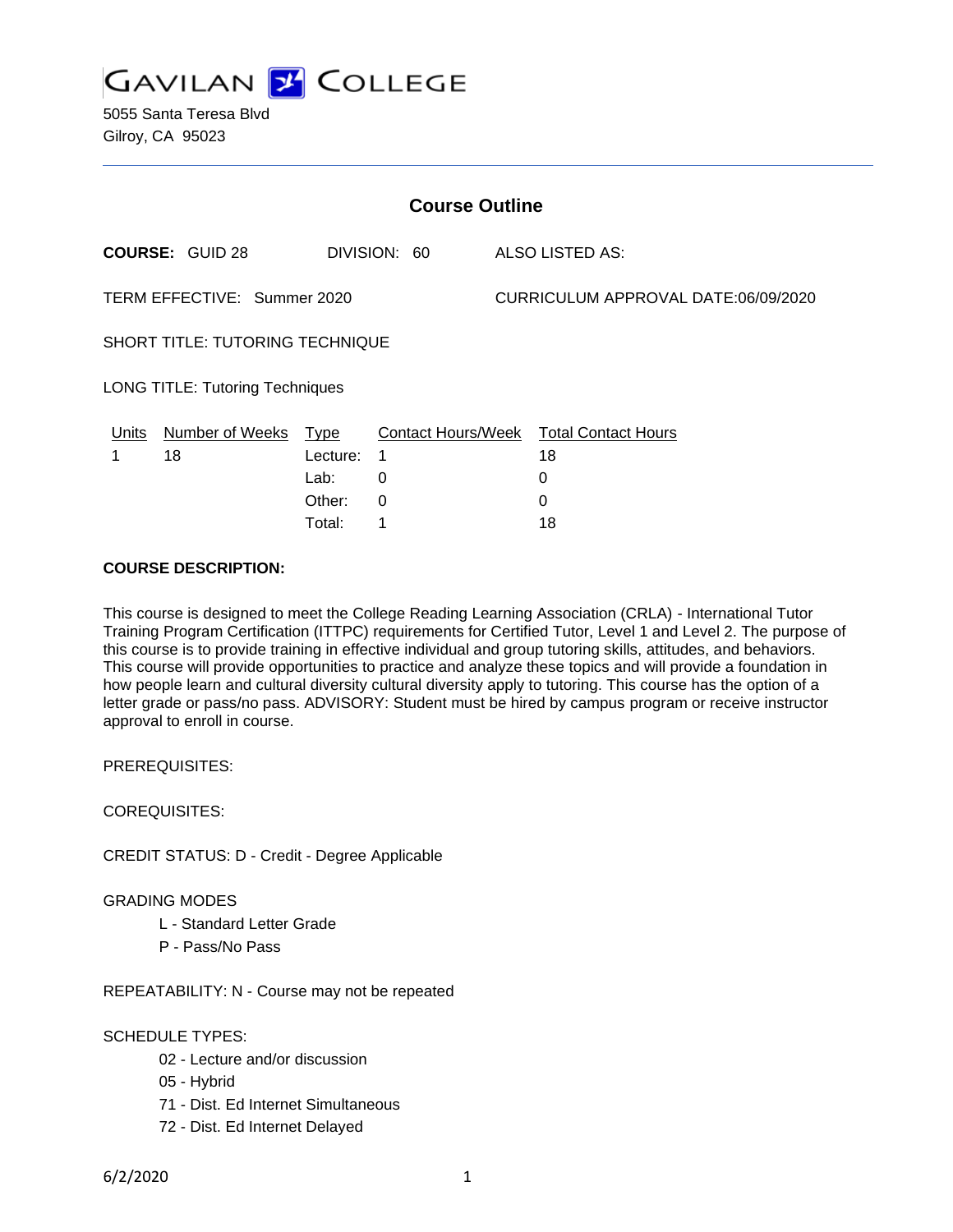# GAVILAN COLLEGE

5055 Santa Teresa Blvd
Gilroy, CA 95023

---

## Course Outline

**COURSE:** GUID 28 DIVISION: 60 ALSO LISTED AS:

TERM EFFECTIVE: Summer 2020 CURRICULUM APPROVAL DATE:06/09/2020

SHORT TITLE: TUTORING TECHNIQUE

LONG TITLE: Tutoring Techniques

| Units | Number of Weeks | Type | Contact Hours/Week | Total Contact Hours |
|---|---|---|---|---|
| 1 | 18 | Lecture: | 1 | 18 |
| | | Lab: | 0 | 0 |
| | | Other: | 0 | 0 |
| | | Total: | 1 | 18 |

**COURSE DESCRIPTION:**

This course is designed to meet the College Reading Learning Association (CRLA) - International Tutor Training Program Certification (ITTPC) requirements for Certified Tutor, Level 1 and Level 2. The purpose of this course is to provide training in effective individual and group tutoring skills, attitudes, and behaviors. This course will provide opportunities to practice and analyze these topics and will provide a foundation in how people learn and cultural diversity cultural diversity apply to tutoring. This course has the option of a letter grade or pass/no pass. ADVISORY: Student must be hired by campus program or receive instructor approval to enroll in course.

PREREQUISITES:

COREQUISITES:

CREDIT STATUS: D - Credit - Degree Applicable

GRADING MODES

- L - Standard Letter Grade
- P - Pass/No Pass

REPEATABILITY: N - Course may not be repeated

SCHEDULE TYPES:

- 02 - Lecture and/or discussion
- 05 - Hybrid
- 71 - Dist. Ed Internet Simultaneous
- 72 - Dist. Ed Internet Delayed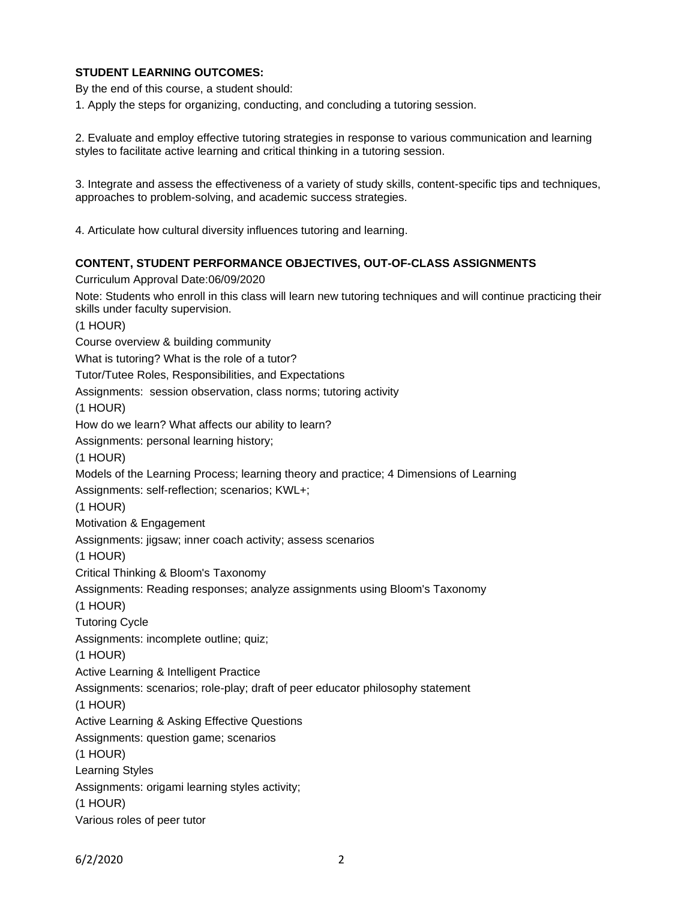**STUDENT LEARNING OUTCOMES:**

By the end of this course, a student should:

1. Apply the steps for organizing, conducting, and concluding a tutoring session.

2. Evaluate and employ effective tutoring strategies in response to various communication and learning styles to facilitate active learning and critical thinking in a tutoring session.

3. Integrate and assess the effectiveness of a variety of study skills, content-specific tips and techniques, approaches to problem-solving, and academic success strategies.

4. Articulate how cultural diversity influences tutoring and learning.

**CONTENT, STUDENT PERFORMANCE OBJECTIVES, OUT-OF-CLASS ASSIGNMENTS**

Curriculum Approval Date:06/09/2020

Note: Students who enroll in this class will learn new tutoring techniques and will continue practicing their skills under faculty supervision.

(1 HOUR)

Course overview & building community

What is tutoring? What is the role of a tutor?

Tutor/Tutee Roles, Responsibilities, and Expectations

Assignments: session observation, class norms; tutoring activity

(1 HOUR)

How do we learn? What affects our ability to learn?

Assignments: personal learning history;

(1 HOUR)

Models of the Learning Process; learning theory and practice; 4 Dimensions of Learning

Assignments: self-reflection; scenarios; KWL+;

(1 HOUR)

Motivation & Engagement

Assignments: jigsaw; inner coach activity; assess scenarios

(1 HOUR)

Critical Thinking & Bloom's Taxonomy

Assignments: Reading responses; analyze assignments using Bloom's Taxonomy

(1 HOUR)

Tutoring Cycle

Assignments: incomplete outline; quiz;

(1 HOUR)

Active Learning & Intelligent Practice

Assignments: scenarios; role-play; draft of peer educator philosophy statement

(1 HOUR)

Active Learning & Asking Effective Questions

Assignments: question game; scenarios

(1 HOUR)

Learning Styles

Assignments: origami learning styles activity;

(1 HOUR)

Various roles of peer tutor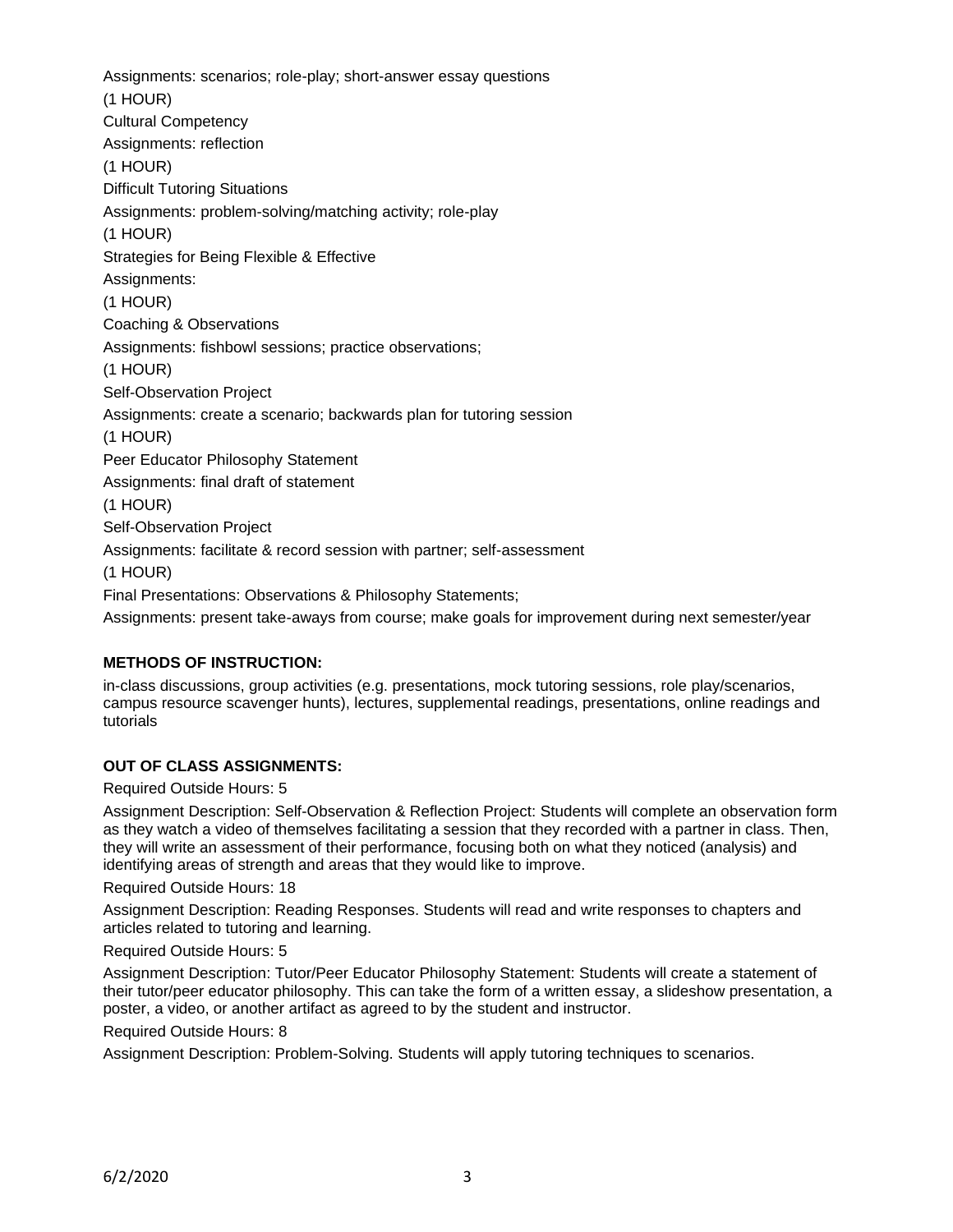Assignments: scenarios; role-play; short-answer essay questions

(1 HOUR)

Cultural Competency

Assignments: reflection

(1 HOUR)

Difficult Tutoring Situations

Assignments: problem-solving/matching activity; role-play

(1 HOUR)

Strategies for Being Flexible & Effective

Assignments:

(1 HOUR)

Coaching & Observations

Assignments: fishbowl sessions; practice observations;

(1 HOUR)

Self-Observation Project

Assignments: create a scenario; backwards plan for tutoring session

(1 HOUR)

Peer Educator Philosophy Statement

Assignments: final draft of statement

(1 HOUR)

Self-Observation Project

Assignments: facilitate & record session with partner; self-assessment

(1 HOUR)

Final Presentations: Observations & Philosophy Statements;

Assignments: present take-aways from course; make goals for improvement during next semester/year

**METHODS OF INSTRUCTION:**

in-class discussions, group activities (e.g. presentations, mock tutoring sessions, role play/scenarios, campus resource scavenger hunts), lectures, supplemental readings, presentations, online readings and tutorials

**OUT OF CLASS ASSIGNMENTS:**

Required Outside Hours: 5

Assignment Description: Self-Observation & Reflection Project: Students will complete an observation form as they watch a video of themselves facilitating a session that they recorded with a partner in class. Then, they will write an assessment of their performance, focusing both on what they noticed (analysis) and identifying areas of strength and areas that they would like to improve.

Required Outside Hours: 18

Assignment Description: Reading Responses. Students will read and write responses to chapters and articles related to tutoring and learning.

Required Outside Hours: 5

Assignment Description: Tutor/Peer Educator Philosophy Statement: Students will create a statement of their tutor/peer educator philosophy. This can take the form of a written essay, a slideshow presentation, a poster, a video, or another artifact as agreed to by the student and instructor.

Required Outside Hours: 8

Assignment Description: Problem-Solving. Students will apply tutoring techniques to scenarios.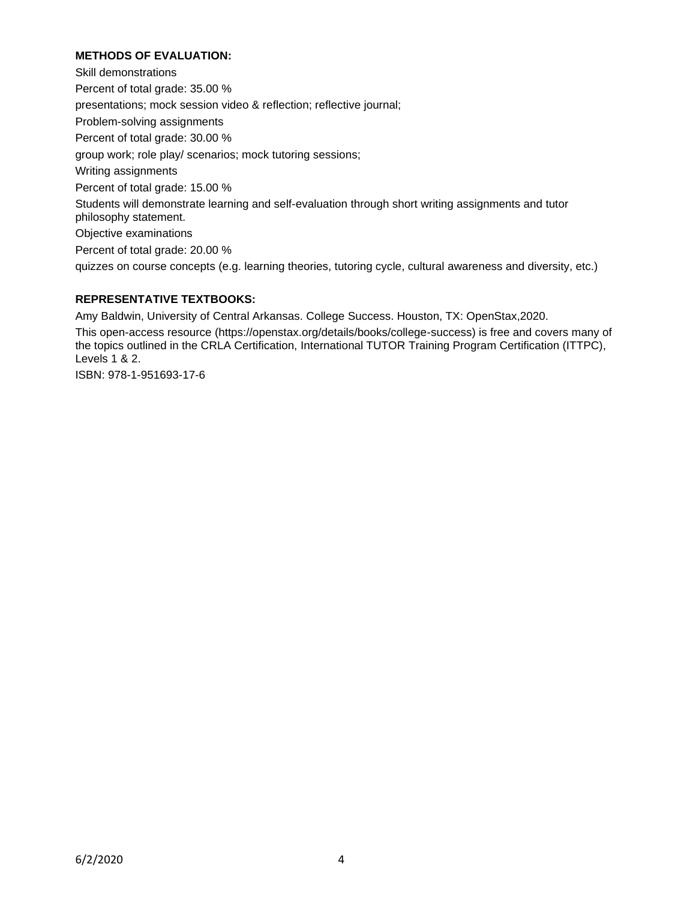**METHODS OF EVALUATION:**

Skill demonstrations

Percent of total grade: 35.00 %

presentations; mock session video & reflection; reflective journal;

Problem-solving assignments

Percent of total grade: 30.00 %

group work; role play/ scenarios; mock tutoring sessions;

Writing assignments

Percent of total grade: 15.00 %

Students will demonstrate learning and self-evaluation through short writing assignments and tutor philosophy statement.

Objective examinations

Percent of total grade: 20.00 %

quizzes on course concepts (e.g. learning theories, tutoring cycle, cultural awareness and diversity, etc.)

**REPRESENTATIVE TEXTBOOKS:**

Amy Baldwin, University of Central Arkansas. College Success. Houston, TX: OpenStax,2020.

This open-access resource (https://openstax.org/details/books/college-success) is free and covers many of the topics outlined in the CRLA Certification, International TUTOR Training Program Certification (ITTPC), Levels 1 & 2.

ISBN: 978-1-951693-17-6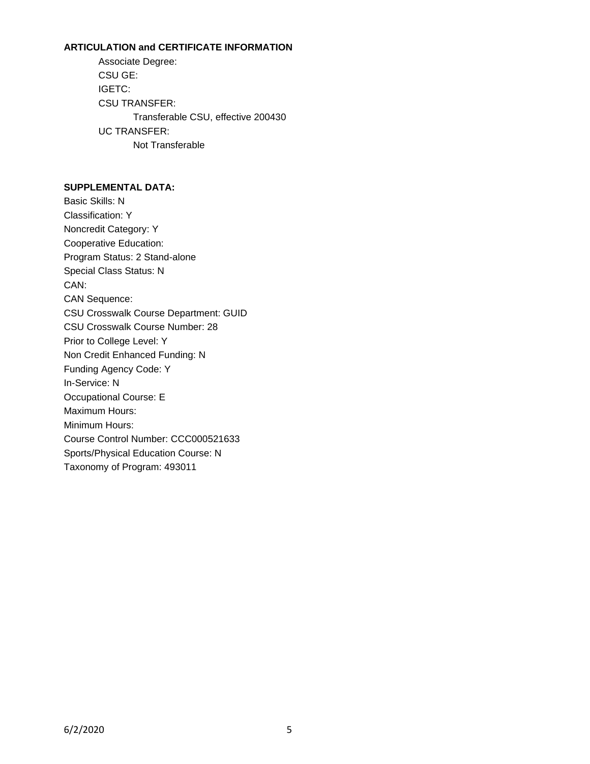**ARTICULATION and CERTIFICATE INFORMATION**

Associate Degree:
CSU GE:
IGETC:
CSU TRANSFER:
Transferable CSU, effective 200430
UC TRANSFER:
Not Transferable

**SUPPLEMENTAL DATA:**

Basic Skills: N
Classification: Y
Noncredit Category: Y
Cooperative Education:
Program Status: 2 Stand-alone
Special Class Status: N
CAN:
CAN Sequence:
CSU Crosswalk Course Department: GUID
CSU Crosswalk Course Number: 28
Prior to College Level: Y
Non Credit Enhanced Funding: N
Funding Agency Code: Y
In-Service: N
Occupational Course: E
Maximum Hours:
Minimum Hours:
Course Control Number: CCC000521633
Sports/Physical Education Course: N
Taxonomy of Program: 493011